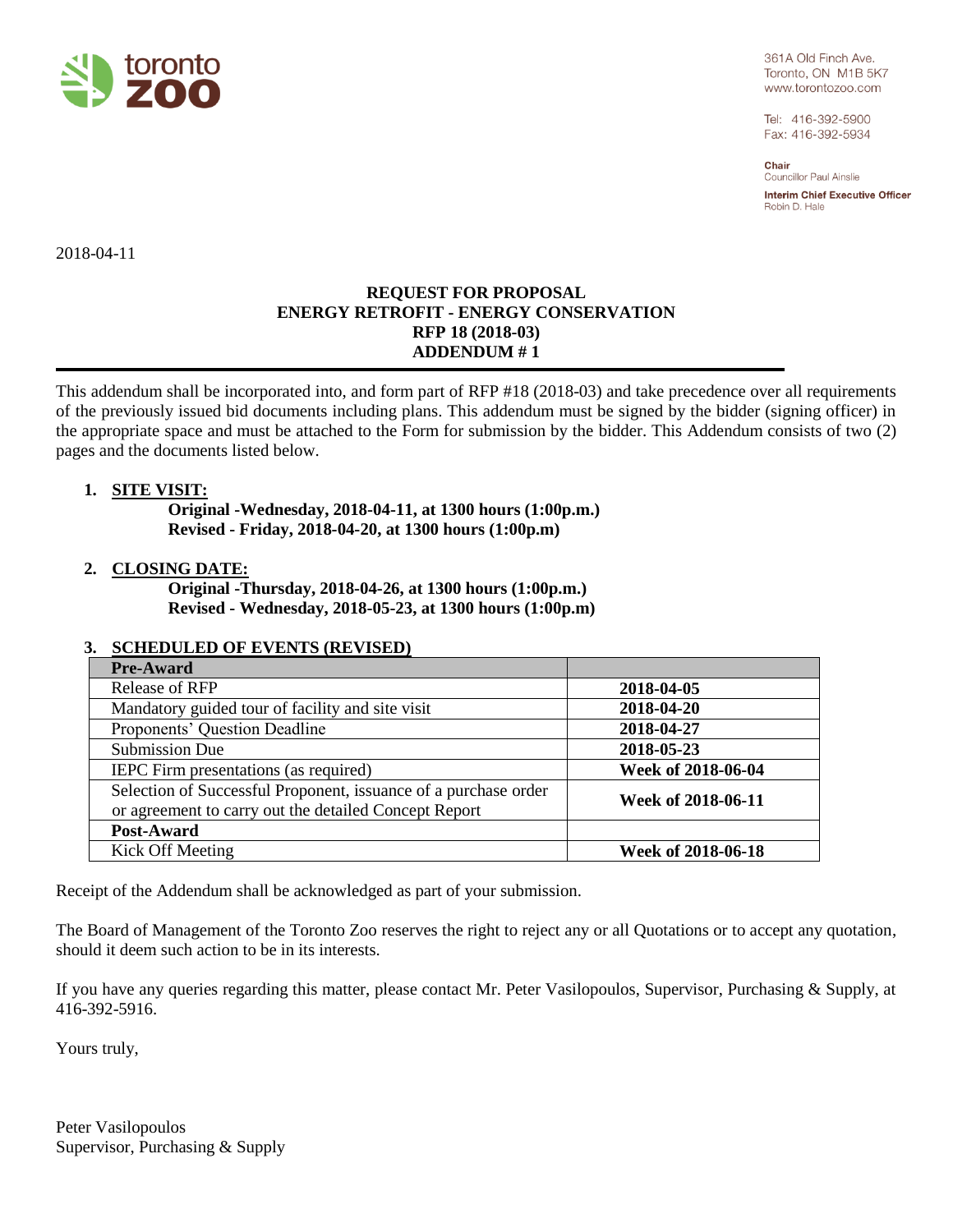toronto zoo

361A Old Finch Ave.
Toronto, ON M1B 5K7
www.torontozoo.com

Tel: 416-392-5900
Fax: 416-392-5934

**Chair**
Councillor Paul Ainslie

**Interim Chief Executive Officer**
Robin D. Hale

2018-04-11

**REQUEST FOR PROPOSAL**
**ENERGY RETROFIT - ENERGY CONSERVATION**
**RFP 18 (2018-03)**
**ADDENDUM # 1**

---

This addendum shall be incorporated into, and form part of RFP #18 (2018-03) and take precedence over all requirements of the previously issued bid documents including plans. This addendum must be signed by the bidder (signing officer) in the appropriate space and must be attached to the Form for submission by the bidder. This Addendum consists of two (2) pages and the documents listed below.

1. **SITE VISIT:**

   **Original -Wednesday, 2018-04-11, at 1300 hours (1:00p.m.)**
   **Revised - Friday, 2018-04-20, at 1300 hours (1:00p.m)**

2. **CLOSING DATE:**

   **Original -Thursday, 2018-04-26, at 1300 hours (1:00p.m.)**
   **Revised - Wednesday, 2018-05-23, at 1300 hours (1:00p.m)**

3. **SCHEDULED OF EVENTS (REVISED)**

| **Pre-Award** | |
|---|---|
| Release of RFP | **2018-04-05** |
| Mandatory guided tour of facility and site visit | **2018-04-20** |
| Proponents' Question Deadline | **2018-04-27** |
| Submission Due | **2018-05-23** |
| IEPC Firm presentations (as required) | **Week of 2018-06-04** |
| Selection of Successful Proponent, issuance of a purchase order or agreement to carry out the detailed Concept Report | **Week of 2018-06-11** |
| **Post-Award** | |
| Kick Off Meeting | **Week of 2018-06-18** |

Receipt of the Addendum shall be acknowledged as part of your submission.

The Board of Management of the Toronto Zoo reserves the right to reject any or all Quotations or to accept any quotation, should it deem such action to be in its interests.

If you have any queries regarding this matter, please contact Mr. Peter Vasilopoulos, Supervisor, Purchasing & Supply, at 416-392-5916.

Yours truly,

Peter Vasilopoulos
Supervisor, Purchasing & Supply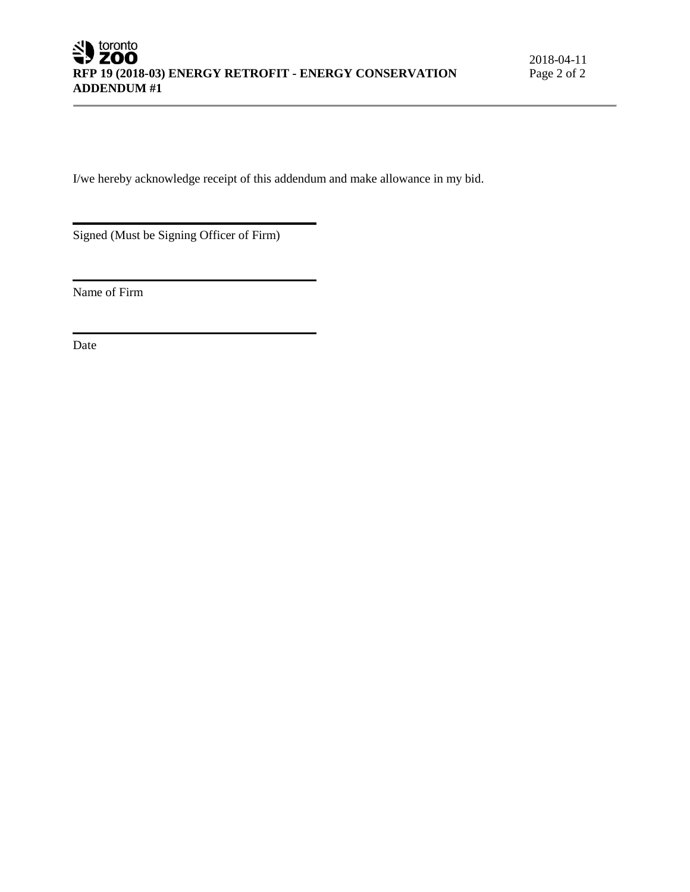I/we hereby acknowledge receipt of this addendum and make allowance in my bid.

\_\_\_\_\_\_\_\_\_\_\_\_\_\_\_\_\_\_\_\_\_\_\_\_\_\_\_\_\_\_\_\_

Signed (Must be Signing Officer of Firm)

\_\_\_\_\_\_\_\_\_\_\_\_\_\_\_\_\_\_\_\_\_\_\_\_\_\_\_\_\_\_\_\_

Name of Firm

\_\_\_\_\_\_\_\_\_\_\_\_\_\_\_\_\_\_\_\_\_\_\_\_\_\_\_\_\_\_\_\_

Date